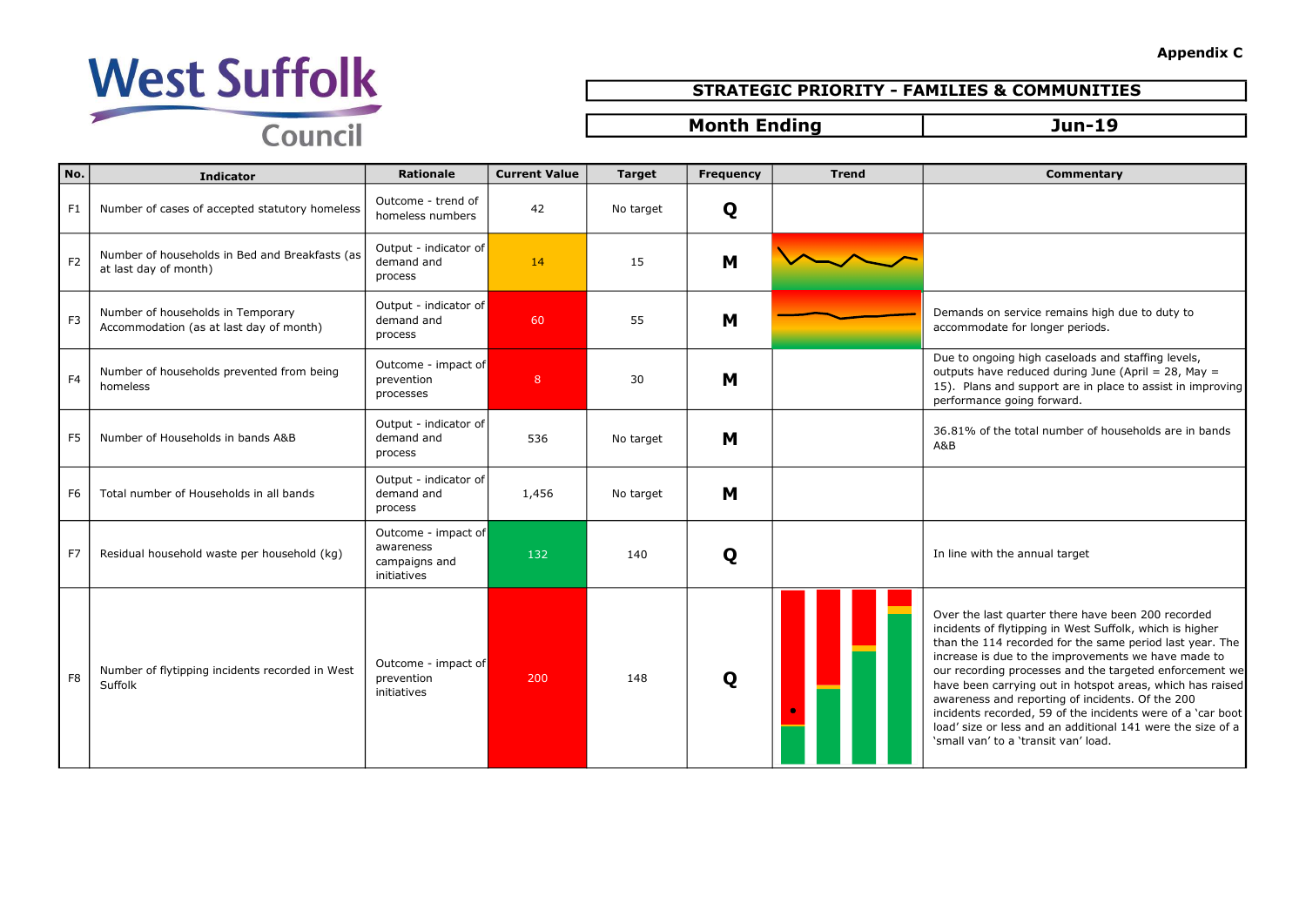Appendix C

West Suffolk Council

**STRATEGIC PRIORITY - FAMILIES & COMMUNITIES**

| Month Ending | Jun-19 |
|---|---|

| No. | Indicator | Rationale | Current Value | Target | Frequency | Trend | Commentary |
|---|---|---|---|---|---|---|---|
| F1 | Number of cases of accepted statutory homeless | Outcome - trend of homeless numbers | 42 | No target | Q | | |
| F2 | Number of households in Bed and Breakfasts (as at last day of month) | Output - indicator of demand and process | 14 | 15 | M | | |
| F3 | Number of households in Temporary Accommodation (as at last day of month) | Output - indicator of demand and process | 60 | 55 | M | | Demands on service remains high due to duty to accommodate for longer periods. |
| F4 | Number of households prevented from being homeless | Outcome - impact of prevention processes | 8 | 30 | M | | Due to ongoing high caseloads and staffing levels, outputs have reduced during June (April = 28, May = 15). Plans and support are in place to assist in improving performance going forward. |
| F5 | Number of Households in bands A&B | Output - indicator of demand and process | 536 | No target | M | | 36.81% of the total number of households are in bands A&B |
| F6 | Total number of Households in all bands | Output - indicator of demand and process | 1,456 | No target | M | | |
| F7 | Residual household waste per household (kg) | Outcome - impact of awareness campaigns and initiatives | 132 | 140 | Q | | In line with the annual target |
| F8 | Number of flytipping incidents recorded in West Suffolk | Outcome - impact of prevention initiatives | 200 | 148 | Q | | Over the last quarter there have been 200 recorded incidents of flytipping in West Suffolk, which is higher than the 114 recorded for the same period last year. The increase is due to the improvements we have made to our recording processes and the targeted enforcement we have been carrying out in hotspot areas, which has raised awareness and reporting of incidents. Of the 200 incidents recorded, 59 of the incidents were of a 'car boot load' size or less and an additional 141 were the size of a 'small van' to a 'transit van' load. |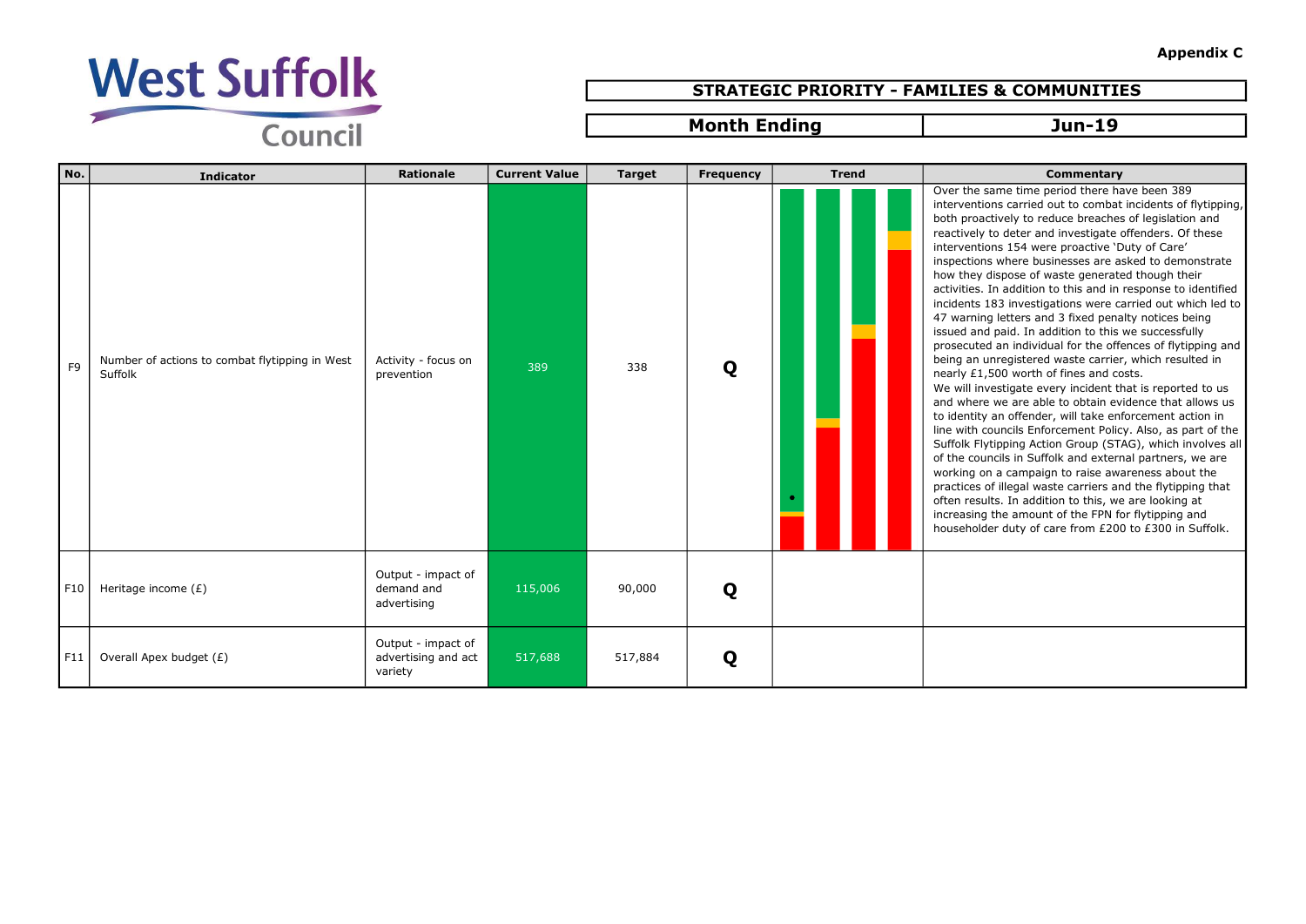West Suffolk Council

**Appendix C**

**STRATEGIC PRIORITY - FAMILIES & COMMUNITIES**

| **Month Ending** | **Jun-19** |
|---|---|

| No. | Indicator | Rationale | Current Value | Target | Frequency | Trend | Commentary |
|---|---|---|---|---|---|---|---|
| F9 | Number of actions to combat flytipping in West Suffolk | Activity - focus on prevention | 389 | 338 | Q | | Over the same time period there have been 389 interventions carried out to combat incidents of flytipping, both proactively to reduce breaches of legislation and reactively to deter and investigate offenders. Of these interventions 154 were proactive 'Duty of Care' inspections where businesses are asked to demonstrate how they dispose of waste generated though their activities. In addition to this and in response to identified incidents 183 investigations were carried out which led to 47 warning letters and 3 fixed penalty notices being issued and paid. In addition to this we successfully prosecuted an individual for the offences of flytipping and being an unregistered waste carrier, which resulted in nearly £1,500 worth of fines and costs. We will investigate every incident that is reported to us and where we are able to obtain evidence that allows us to identity an offender, will take enforcement action in line with councils Enforcement Policy. Also, as part of the Suffolk Flytipping Action Group (STAG), which involves all of the councils in Suffolk and external partners, we are working on a campaign to raise awareness about the practices of illegal waste carriers and the flytipping that often results. In addition to this, we are looking at increasing the amount of the FPN for flytipping and householder duty of care from £200 to £300 in Suffolk. |
| F10 | Heritage income (£) | Output - impact of demand and advertising | 115,006 | 90,000 | Q | | |
| F11 | Overall Apex budget (£) | Output - impact of advertising and act variety | 517,688 | 517,884 | Q | | |